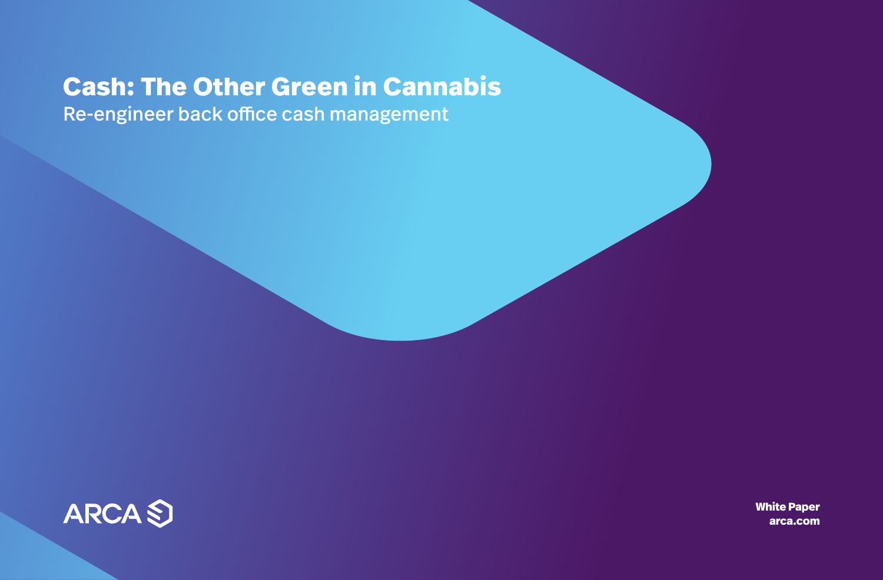# Cash: The Other Green in Cannabis

Re-engineer back office cash management

ARCA

White Paper
arca.com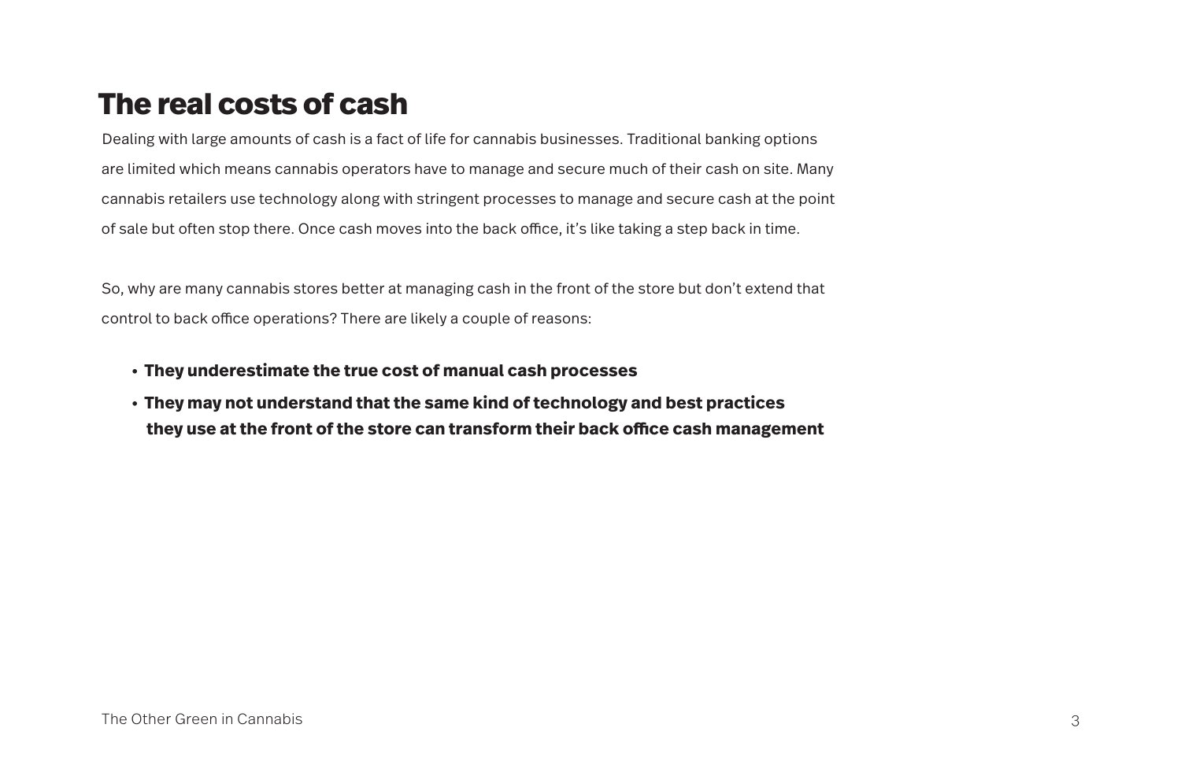# The real costs of cash

Dealing with large amounts of cash is a fact of life for cannabis businesses. Traditional banking options are limited which means cannabis operators have to manage and secure much of their cash on site. Many cannabis retailers use technology along with stringent processes to manage and secure cash at the point of sale but often stop there. Once cash moves into the back office, it's like taking a step back in time.

So, why are many cannabis stores better at managing cash in the front of the store but don't extend that control to back office operations? There are likely a couple of reasons:

- **They underestimate the true cost of manual cash processes**
- **They may not understand that the same kind of technology and best practices they use at the front of the store can transform their back office cash management**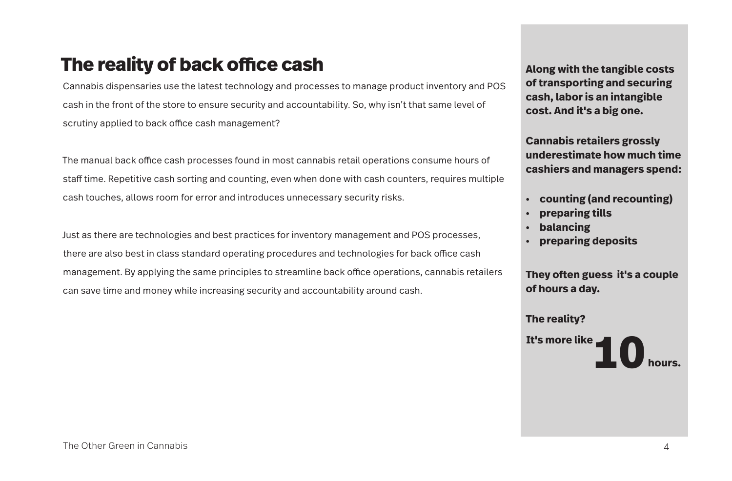# The reality of back office cash

Cannabis dispensaries use the latest technology and processes to manage product inventory and POS cash in the front of the store to ensure security and accountability. So, why isn't that same level of scrutiny applied to back office cash management?

The manual back office cash processes found in most cannabis retail operations consume hours of staff time. Repetitive cash sorting and counting, even when done with cash counters, requires multiple cash touches, allows room for error and introduces unnecessary security risks.

Just as there are technologies and best practices for inventory management and POS processes, there are also best in class standard operating procedures and technologies for back office cash management. By applying the same principles to streamline back office operations, cannabis retailers can save time and money while increasing security and accountability around cash.

**Along with the tangible costs of transporting and securing cash, labor is an intangible cost. And it's a big one.**

**Cannabis retailers grossly underestimate how much time cashiers and managers spend:**

- **counting (and recounting)**
- **preparing tills**
- **balancing**
- **preparing deposits**

**They often guess it's a couple of hours a day.**

**The reality?**

**It's more like 10 hours.**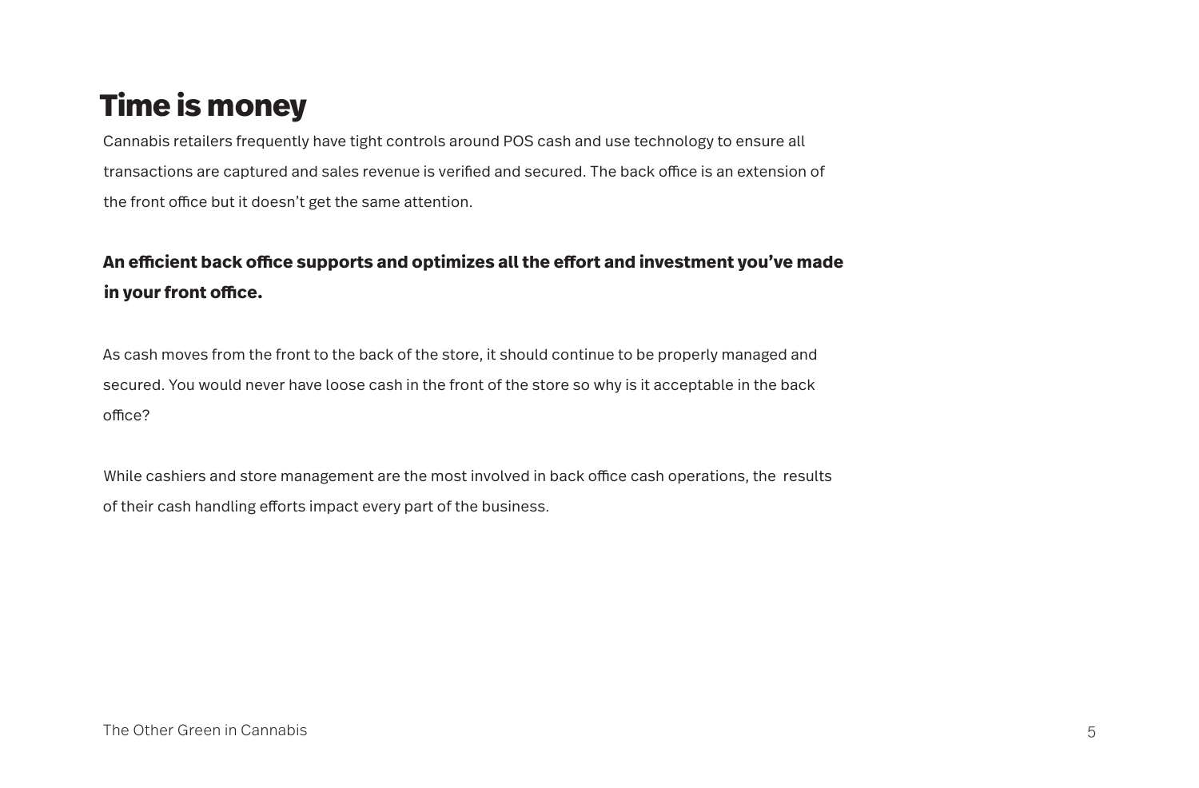# Time is money

Cannabis retailers frequently have tight controls around POS cash and use technology to ensure all transactions are captured and sales revenue is verified and secured. The back office is an extension of the front office but it doesn't get the same attention.

**An efficient back office supports and optimizes all the effort and investment you've made in your front office.**

As cash moves from the front to the back of the store, it should continue to be properly managed and secured. You would never have loose cash in the front of the store so why is it acceptable in the back office?

While cashiers and store management are the most involved in back office cash operations, the results of their cash handling efforts impact every part of the business.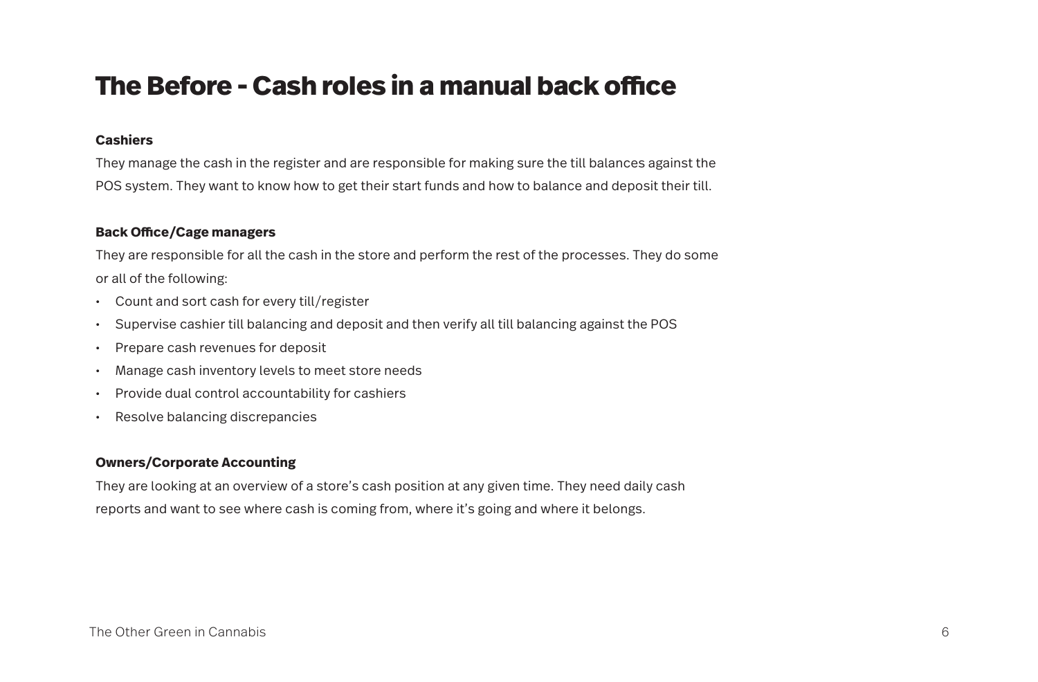# The Before - Cash roles in a manual back office

**Cashiers**

They manage the cash in the register and are responsible for making sure the till balances against the POS system. They want to know how to get their start funds and how to balance and deposit their till.

**Back Office/Cage managers**

They are responsible for all the cash in the store and perform the rest of the processes. They do some or all of the following:

- Count and sort cash for every till/register
- Supervise cashier till balancing and deposit and then verify all till balancing against the POS
- Prepare cash revenues for deposit
- Manage cash inventory levels to meet store needs
- Provide dual control accountability for cashiers
- Resolve balancing discrepancies

**Owners/Corporate Accounting**

They are looking at an overview of a store's cash position at any given time. They need daily cash reports and want to see where cash is coming from, where it's going and where it belongs.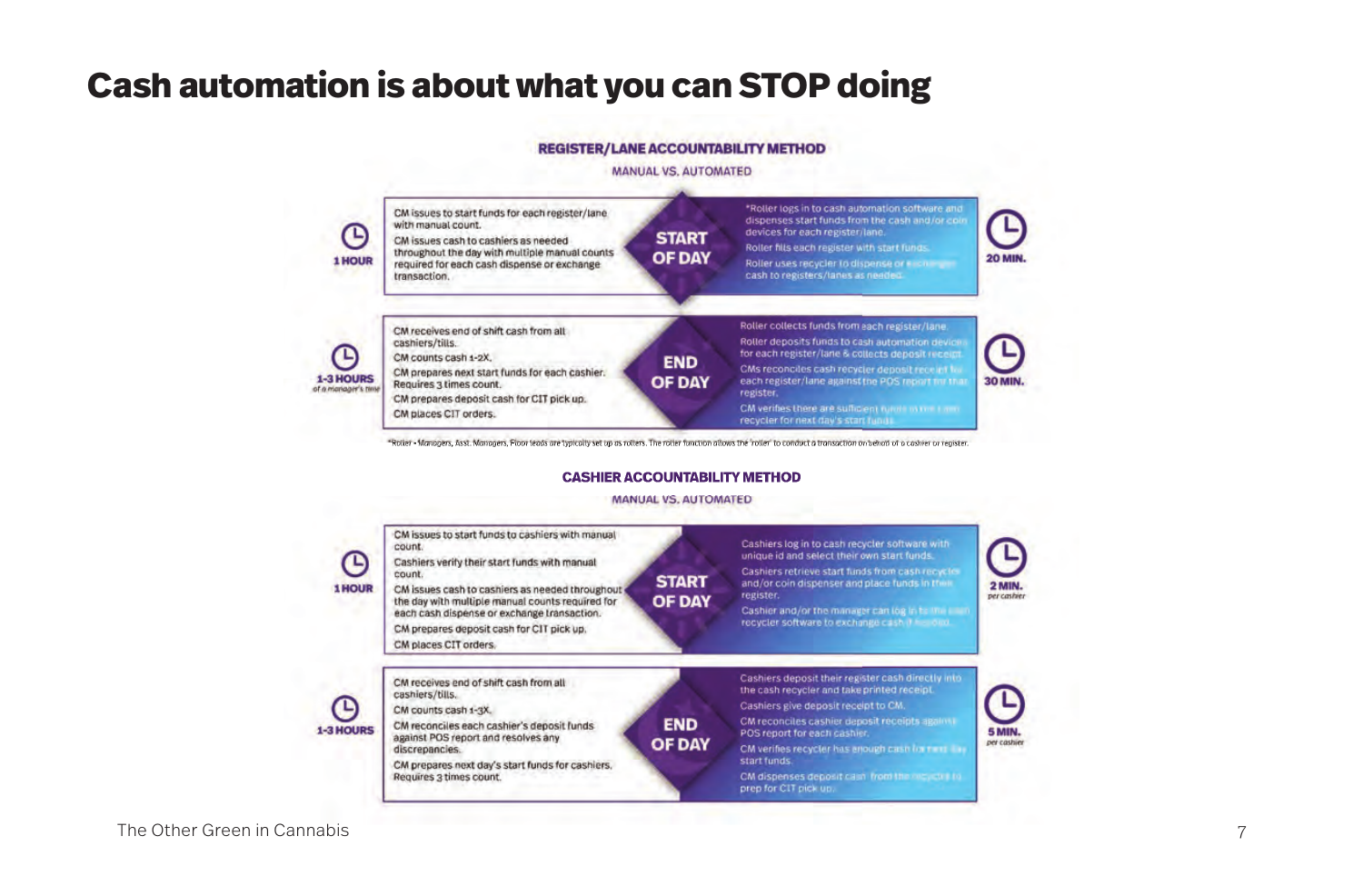# Cash automation is about what you can STOP doing

## REGISTER/LANE ACCOUNTABILITY METHOD

MANUAL VS. AUTOMATED

| Manual time | Manual | | Automated | Automated time |
|---|---|---|---|---|
| 1 HOUR | CM issues to start funds for each register/lane with manual count.<br>CM issues cash to cashiers as needed throughout the day with multiple manual counts required for each cash dispense or exchange transaction. | START OF DAY | *Roller logs in to cash automation software and dispenses start funds from the cash and/or coin devices for each register/lane.<br>Roller fills each register with start funds.<br>Roller uses recycler to dispense or exchange cash to registers/lanes as needed. | 20 MIN. |
| 1-3 HOURS *of a manager's time* | CM receives end of shift cash from all cashiers/tills.<br>CM counts cash 1-2X.<br>CM prepares next start funds for each cashier. Requires 3 times count.<br>CM prepares deposit cash for CIT pick up.<br>CM places CIT orders. | END OF DAY | Roller collects funds from each register/lane.<br>Roller deposits funds to cash automation devices for each register/lane & collects deposit receipt.<br>CMs reconciles cash recycler deposit receipt for each register/lane against the POS report for that register.<br>CM verifies there are sufficient funds in the cash recycler for next day's start funds. | 30 MIN. |

*Roller = Managers, Asst. Managers, Floor leads are typically set up as rollers. The roller function allows the 'roller' to conduct a transaction on behalf of a cashier or register.

## CASHIER ACCOUNTABILITY METHOD

MANUAL VS. AUTOMATED

| Manual time | Manual | | Automated | Automated time |
|---|---|---|---|---|
| 1 HOUR | CM issues to start funds to cashiers with manual count.<br>Cashiers verify their start funds with manual count.<br>CM issues cash to cashiers as needed throughout the day with multiple manual counts required for each cash dispense or exchange transaction.<br>CM prepares deposit cash for CIT pick up.<br>CM places CIT orders. | START OF DAY | Cashiers log in to cash recycler software with unique id and select their own start funds.<br>Cashiers retrieve start funds from cash recycler and/or coin dispenser and place funds in their register.<br>Cashier and/or the manager can log in to the cash recycler software to exchange cash if needed. | 2 MIN. *per cashier* |
| 1-3 HOURS | CM receives end of shift cash from all cashiers/tills.<br>CM counts cash 1-3X.<br>CM reconciles each cashier's deposit funds against POS report and resolves any discrepancies.<br>CM prepares next day's start funds for cashiers. Requires 3 times count. | END OF DAY | Cashiers deposit their register cash directly into the cash recycler and take printed receipt.<br>Cashiers give deposit receipt to CM.<br>CM reconciles cashier deposit receipts against POS report for each cashier.<br>CM verifies recycler has enough cash for next day start funds.<br>CM dispenses deposit cash from the recycler to prep for CIT pick up. | 5 MIN. *per cashier* |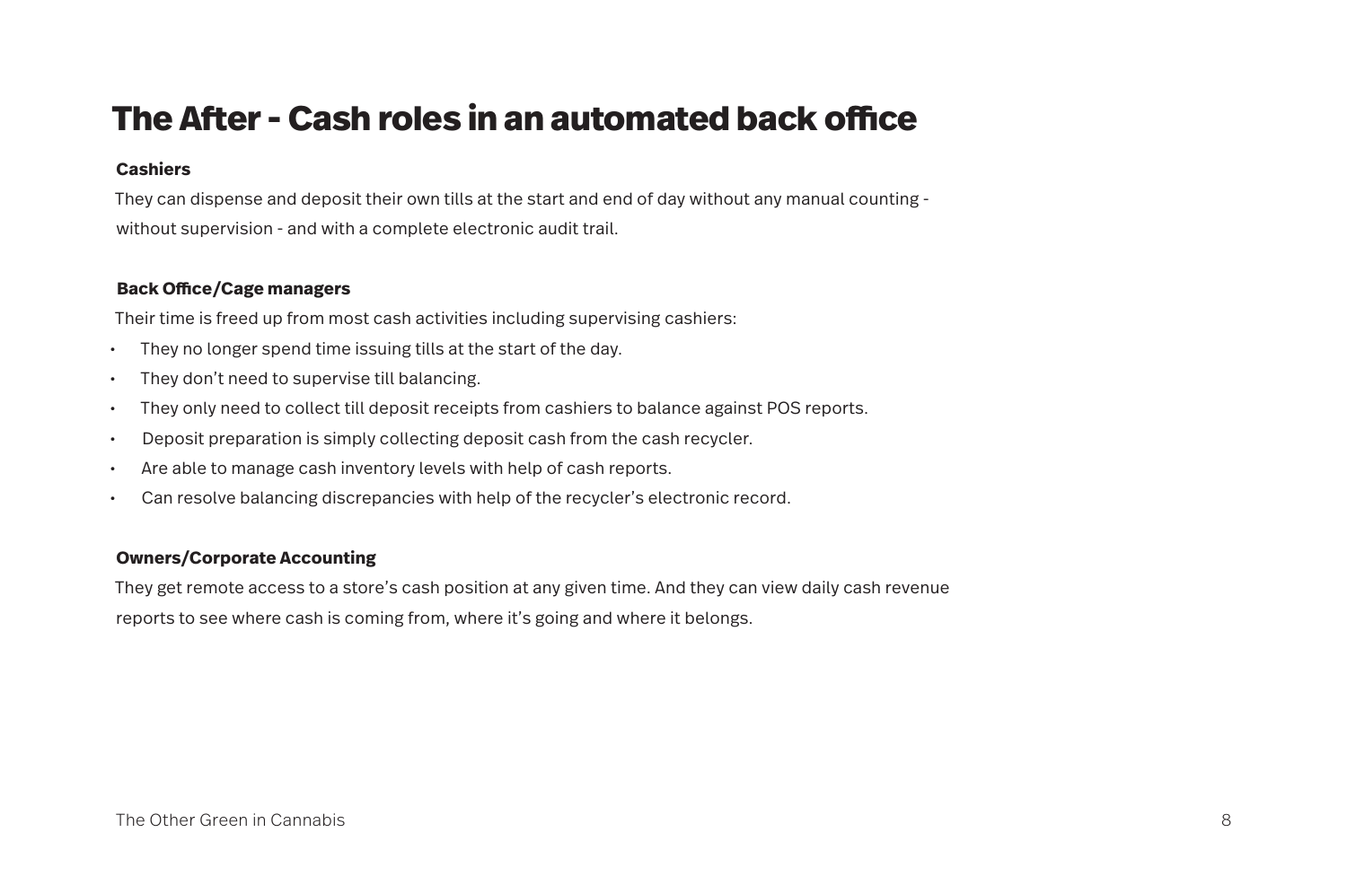# The After - Cash roles in an automated back office

**Cashiers**

They can dispense and deposit their own tills at the start and end of day without any manual counting - without supervision - and with a complete electronic audit trail.

**Back Office/Cage managers**

Their time is freed up from most cash activities including supervising cashiers:

- They no longer spend time issuing tills at the start of the day.
- They don't need to supervise till balancing.
- They only need to collect till deposit receipts from cashiers to balance against POS reports.
- Deposit preparation is simply collecting deposit cash from the cash recycler.
- Are able to manage cash inventory levels with help of cash reports.
- Can resolve balancing discrepancies with help of the recycler's electronic record.

**Owners/Corporate Accounting**

They get remote access to a store's cash position at any given time. And they can view daily cash revenue reports to see where cash is coming from, where it's going and where it belongs.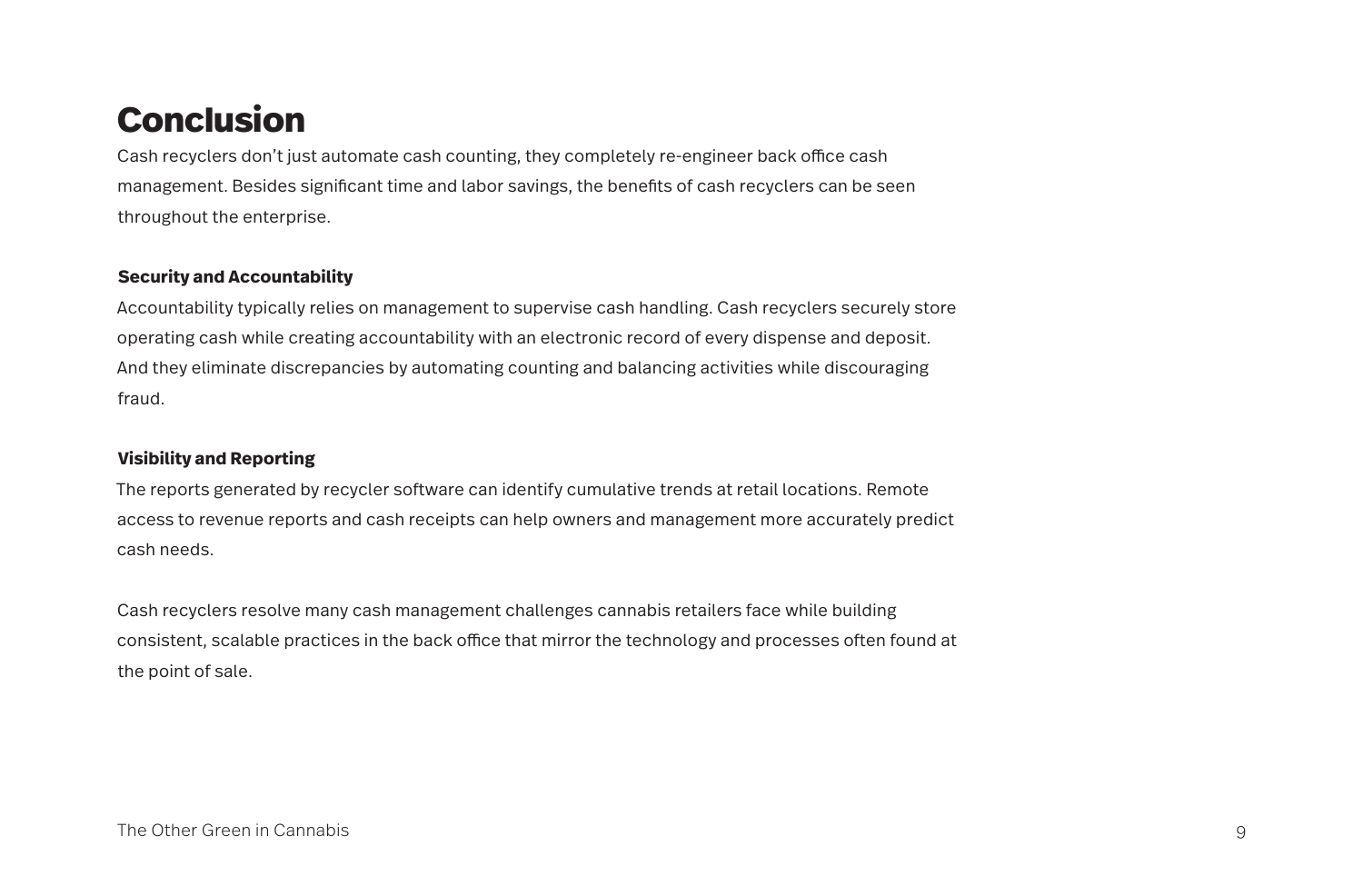# Conclusion

Cash recyclers don't just automate cash counting, they completely re-engineer back office cash management. Besides significant time and labor savings, the benefits of cash recyclers can be seen throughout the enterprise.

**Security and Accountability**

Accountability typically relies on management to supervise cash handling. Cash recyclers securely store operating cash while creating accountability with an electronic record of every dispense and deposit. And they eliminate discrepancies by automating counting and balancing activities while discouraging fraud.

**Visibility and Reporting**

The reports generated by recycler software can identify cumulative trends at retail locations. Remote access to revenue reports and cash receipts can help owners and management more accurately predict cash needs.

Cash recyclers resolve many cash management challenges cannabis retailers face while building consistent, scalable practices in the back office that mirror the technology and processes often found at the point of sale.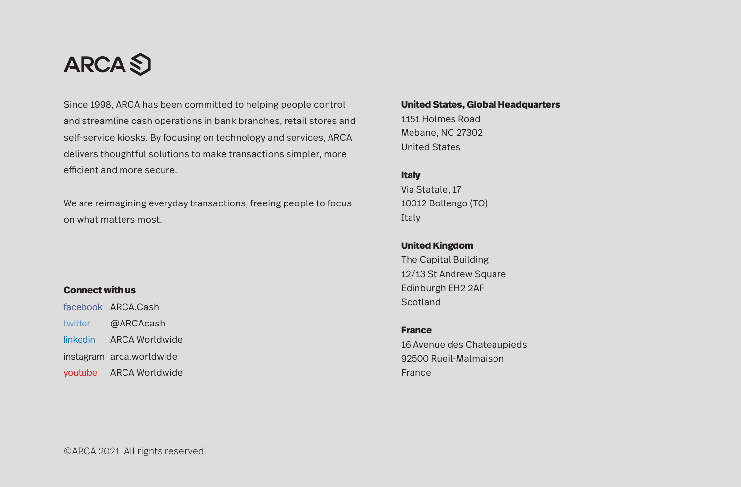ARCA

Since 1998, ARCA has been committed to helping people control and streamline cash operations in bank branches, retail stores and self-service kiosks. By focusing on technology and services, ARCA delivers thoughtful solutions to make transactions simpler, more efficient and more secure.

We are reimagining everyday transactions, freeing people to focus on what matters most.

**Connect with us**

| | |
|---|---|
| facebook | ARCA.Cash |
| twitter | @ARCAcash |
| linkedin | ARCA Worldwide |
| instagram | arca.worldwide |
| youtube | ARCA Worldwide |

**United States, Global Headquarters**
1151 Holmes Road
Mebane, NC 27302
United States

**Italy**
Via Statale, 17
10012 Bollengo (TO)
Italy

**United Kingdom**
The Capital Building
12/13 St Andrew Square
Edinburgh EH2 2AF
Scotland

**France**
16 Avenue des Chateaupieds
92500 Rueil-Malmaison
France

©ARCA 2021. All rights reserved.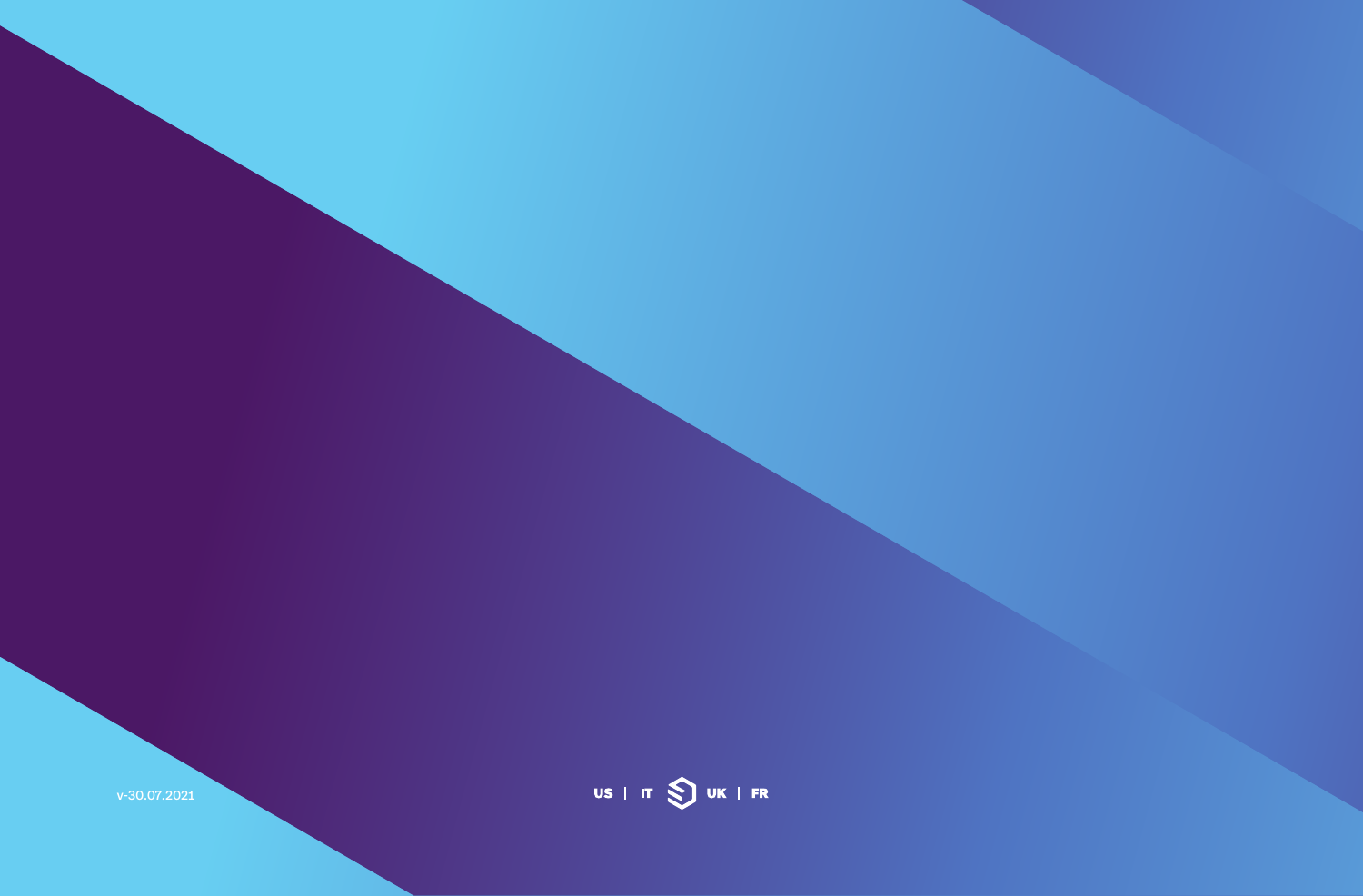v-30.07.2021

US | IT UK | FR